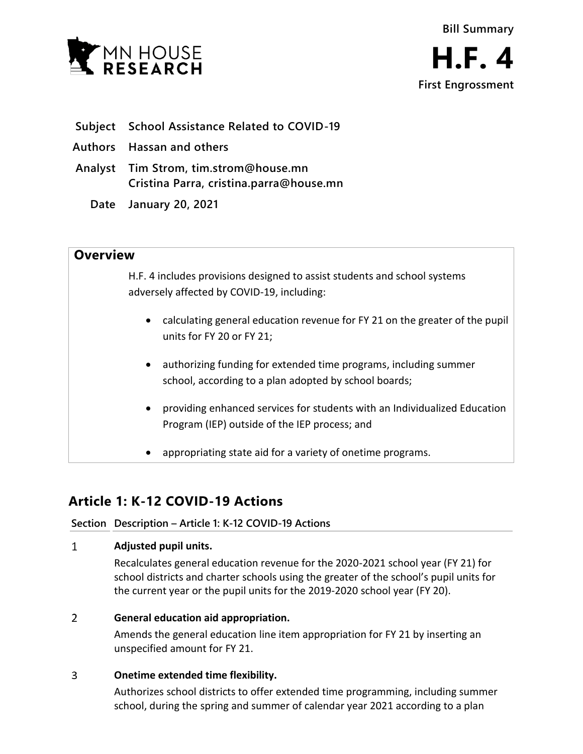**Bill Summary**

# H.F. 4

**First Engrossment**

| | |
|---|---|
| **Subject** | **School Assistance Related to COVID-19** |
| **Authors** | **Hassan and others** |
| **Analyst** | **Tim Strom, tim.strom@house.mn**<br>**Cristina Parra, cristina.parra@house.mn** |
| **Date** | **January 20, 2021** |

## Overview

H.F. 4 includes provisions designed to assist students and school systems adversely affected by COVID-19, including:

- calculating general education revenue for FY 21 on the greater of the pupil units for FY 20 or FY 21;
- authorizing funding for extended time programs, including summer school, according to a plan adopted by school boards;
- providing enhanced services for students with an Individualized Education Program (IEP) outside of the IEP process; and
- appropriating state aid for a variety of onetime programs.

## Article 1: K-12 COVID-19 Actions

| Section | Description – Article 1: K-12 COVID-19 Actions |
|---|---|
| 1 | **Adjusted pupil units.**<br>Recalculates general education revenue for the 2020-2021 school year (FY 21) for school districts and charter schools using the greater of the school's pupil units for the current year or the pupil units for the 2019-2020 school year (FY 20). |
| 2 | **General education aid appropriation.**<br>Amends the general education line item appropriation for FY 21 by inserting an unspecified amount for FY 21. |
| 3 | **Onetime extended time flexibility.**<br>Authorizes school districts to offer extended time programming, including summer school, during the spring and summer of calendar year 2021 according to a plan |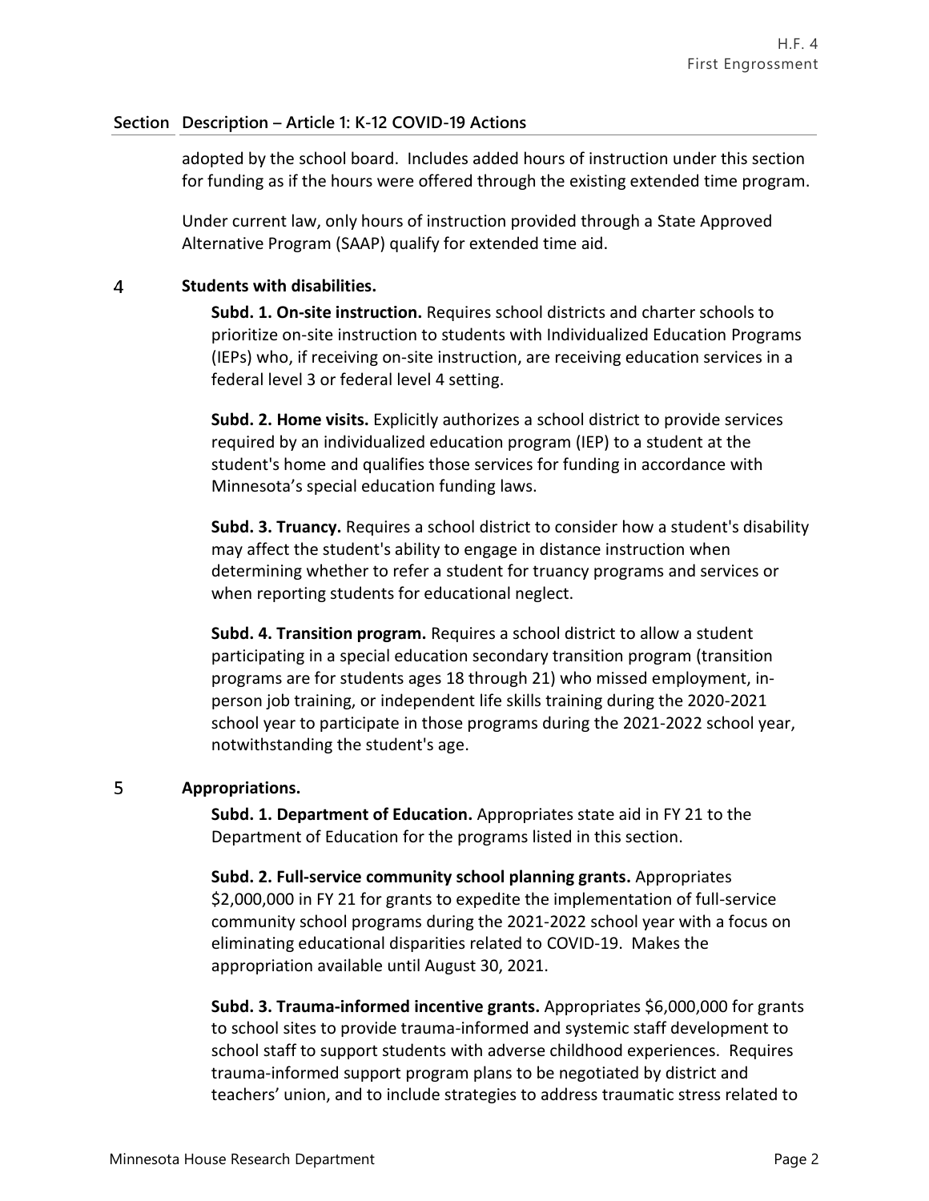| Section | Description – Article 1: K-12 COVID-19 Actions |
|---|---|

adopted by the school board. Includes added hours of instruction under this section for funding as if the hours were offered through the existing extended time program.

Under current law, only hours of instruction provided through a State Approved Alternative Program (SAAP) qualify for extended time aid.

4 **Students with disabilities.**

**Subd. 1. On-site instruction.** Requires school districts and charter schools to prioritize on-site instruction to students with Individualized Education Programs (IEPs) who, if receiving on-site instruction, are receiving education services in a federal level 3 or federal level 4 setting.

**Subd. 2. Home visits.** Explicitly authorizes a school district to provide services required by an individualized education program (IEP) to a student at the student's home and qualifies those services for funding in accordance with Minnesota's special education funding laws.

**Subd. 3. Truancy.** Requires a school district to consider how a student's disability may affect the student's ability to engage in distance instruction when determining whether to refer a student for truancy programs and services or when reporting students for educational neglect.

**Subd. 4. Transition program.** Requires a school district to allow a student participating in a special education secondary transition program (transition programs are for students ages 18 through 21) who missed employment, in-person job training, or independent life skills training during the 2020-2021 school year to participate in those programs during the 2021-2022 school year, notwithstanding the student's age.

5 **Appropriations.**

**Subd. 1. Department of Education.** Appropriates state aid in FY 21 to the Department of Education for the programs listed in this section.

**Subd. 2. Full-service community school planning grants.** Appropriates $2,000,000 in FY 21 for grants to expedite the implementation of full-service community school programs during the 2021-2022 school year with a focus on eliminating educational disparities related to COVID-19. Makes the appropriation available until August 30, 2021.

**Subd. 3. Trauma-informed incentive grants.** Appropriates $6,000,000 for grants to school sites to provide trauma-informed and systemic staff development to school staff to support students with adverse childhood experiences. Requires trauma-informed support program plans to be negotiated by district and teachers' union, and to include strategies to address traumatic stress related to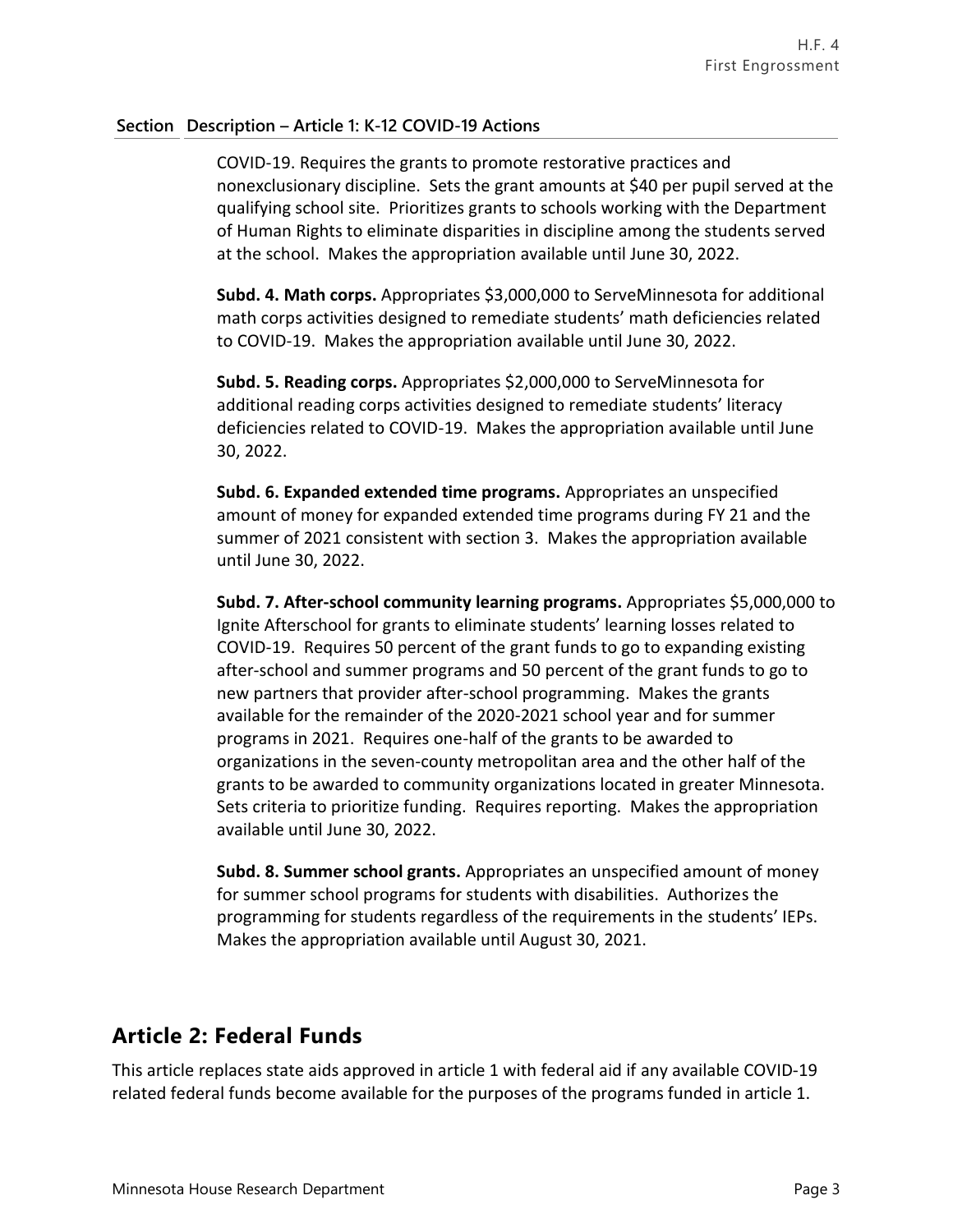**Section Description – Article 1: K-12 COVID-19 Actions**

COVID-19. Requires the grants to promote restorative practices and nonexclusionary discipline. Sets the grant amounts at $40 per pupil served at the qualifying school site. Prioritizes grants to schools working with the Department of Human Rights to eliminate disparities in discipline among the students served at the school. Makes the appropriation available until June 30, 2022.

**Subd. 4. Math corps.** Appropriates $3,000,000 to ServeMinnesota for additional math corps activities designed to remediate students' math deficiencies related to COVID-19. Makes the appropriation available until June 30, 2022.

**Subd. 5. Reading corps.** Appropriates $2,000,000 to ServeMinnesota for additional reading corps activities designed to remediate students' literacy deficiencies related to COVID-19. Makes the appropriation available until June 30, 2022.

**Subd. 6. Expanded extended time programs.** Appropriates an unspecified amount of money for expanded extended time programs during FY 21 and the summer of 2021 consistent with section 3. Makes the appropriation available until June 30, 2022.

**Subd. 7. After-school community learning programs.** Appropriates $5,000,000 to Ignite Afterschool for grants to eliminate students' learning losses related to COVID-19. Requires 50 percent of the grant funds to go to expanding existing after-school and summer programs and 50 percent of the grant funds to go to new partners that provider after-school programming. Makes the grants available for the remainder of the 2020-2021 school year and for summer programs in 2021. Requires one-half of the grants to be awarded to organizations in the seven-county metropolitan area and the other half of the grants to be awarded to community organizations located in greater Minnesota. Sets criteria to prioritize funding. Requires reporting. Makes the appropriation available until June 30, 2022.

**Subd. 8. Summer school grants.** Appropriates an unspecified amount of money for summer school programs for students with disabilities. Authorizes the programming for students regardless of the requirements in the students' IEPs. Makes the appropriation available until August 30, 2021.

## Article 2: Federal Funds

This article replaces state aids approved in article 1 with federal aid if any available COVID-19 related federal funds become available for the purposes of the programs funded in article 1.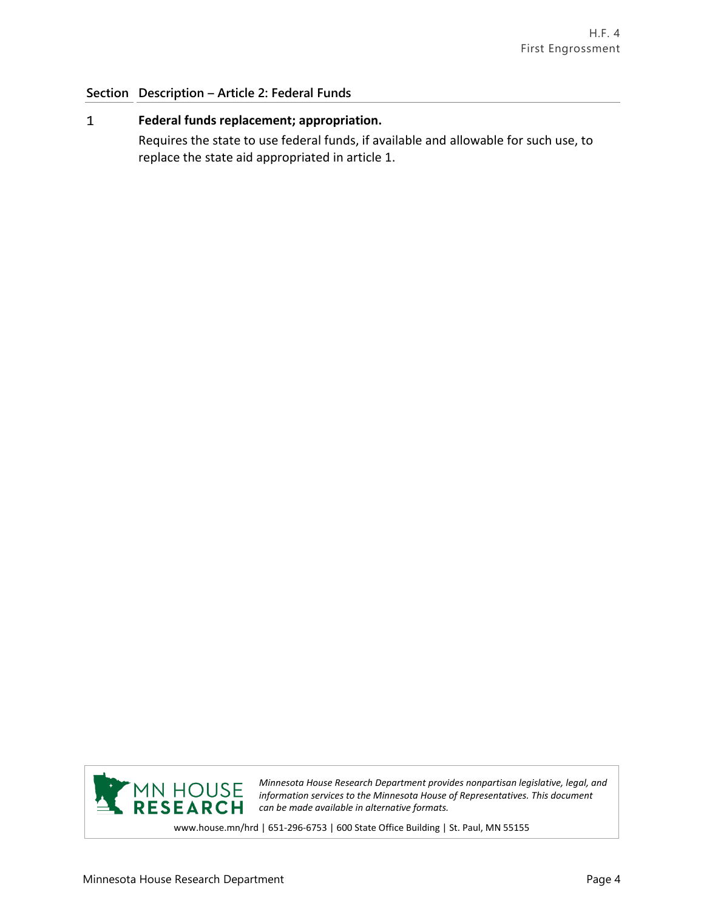| Section | Description – Article 2: Federal Funds |
| --- | --- |
| 1 | **Federal funds replacement; appropriation.** Requires the state to use federal funds, if available and allowable for such use, to replace the state aid appropriated in article 1. |

*Minnesota House Research Department provides nonpartisan legislative, legal, and information services to the Minnesota House of Representatives. This document can be made available in alternative formats.*

www.house.mn/hrd | 651-296-6753 | 600 State Office Building | St. Paul, MN 55155